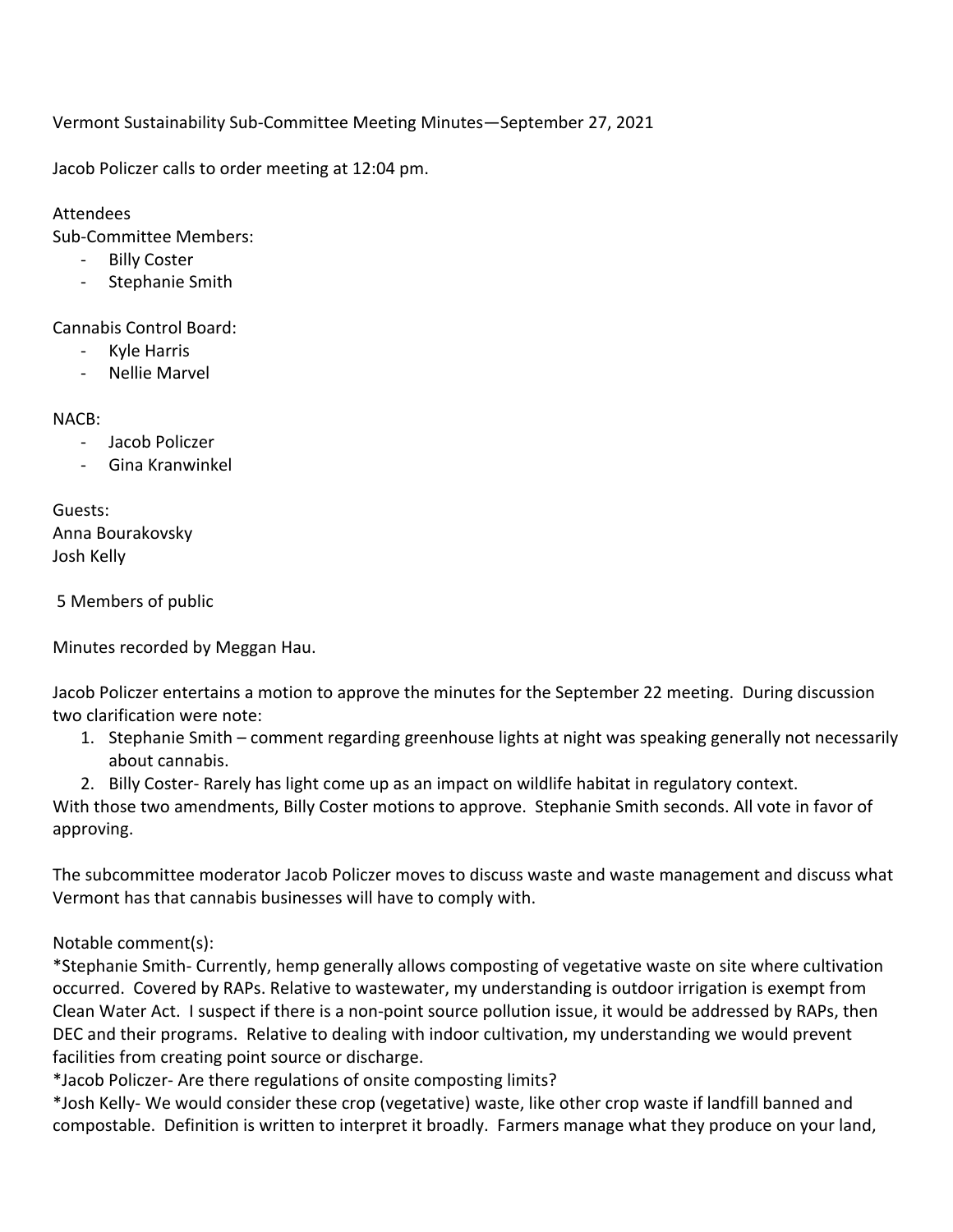Vermont Sustainability Sub-Committee Meeting Minutes—September 27, 2021

Jacob Policzer calls to order meeting at 12:04 pm.

Attendees

Sub-Committee Members:

- Billy Coster
- Stephanie Smith

Cannabis Control Board:

- Kyle Harris
- Nellie Marvel

NACB:

- Jacob Policzer
- Gina Kranwinkel

Guests:

Anna Bourakovsky

Josh Kelly

5 Members of public

Minutes recorded by Meggan Hau.

Jacob Policzer entertains a motion to approve the minutes for the September 22 meeting. During discussion two clarification were note:

1. Stephanie Smith – comment regarding greenhouse lights at night was speaking generally not necessarily about cannabis.
2. Billy Coster- Rarely has light come up as an impact on wildlife habitat in regulatory context.

With those two amendments, Billy Coster motions to approve. Stephanie Smith seconds. All vote in favor of approving.

The subcommittee moderator Jacob Policzer moves to discuss waste and waste management and discuss what Vermont has that cannabis businesses will have to comply with.

Notable comment(s):

*Stephanie Smith- Currently, hemp generally allows composting of vegetative waste on site where cultivation occurred. Covered by RAPs. Relative to wastewater, my understanding is outdoor irrigation is exempt from Clean Water Act. I suspect if there is a non-point source pollution issue, it would be addressed by RAPs, then DEC and their programs. Relative to dealing with indoor cultivation, my understanding we would prevent facilities from creating point source or discharge.

*Jacob Policzer- Are there regulations of onsite composting limits?

*Josh Kelly- We would consider these crop (vegetative) waste, like other crop waste if landfill banned and compostable. Definition is written to interpret it broadly. Farmers manage what they produce on your land,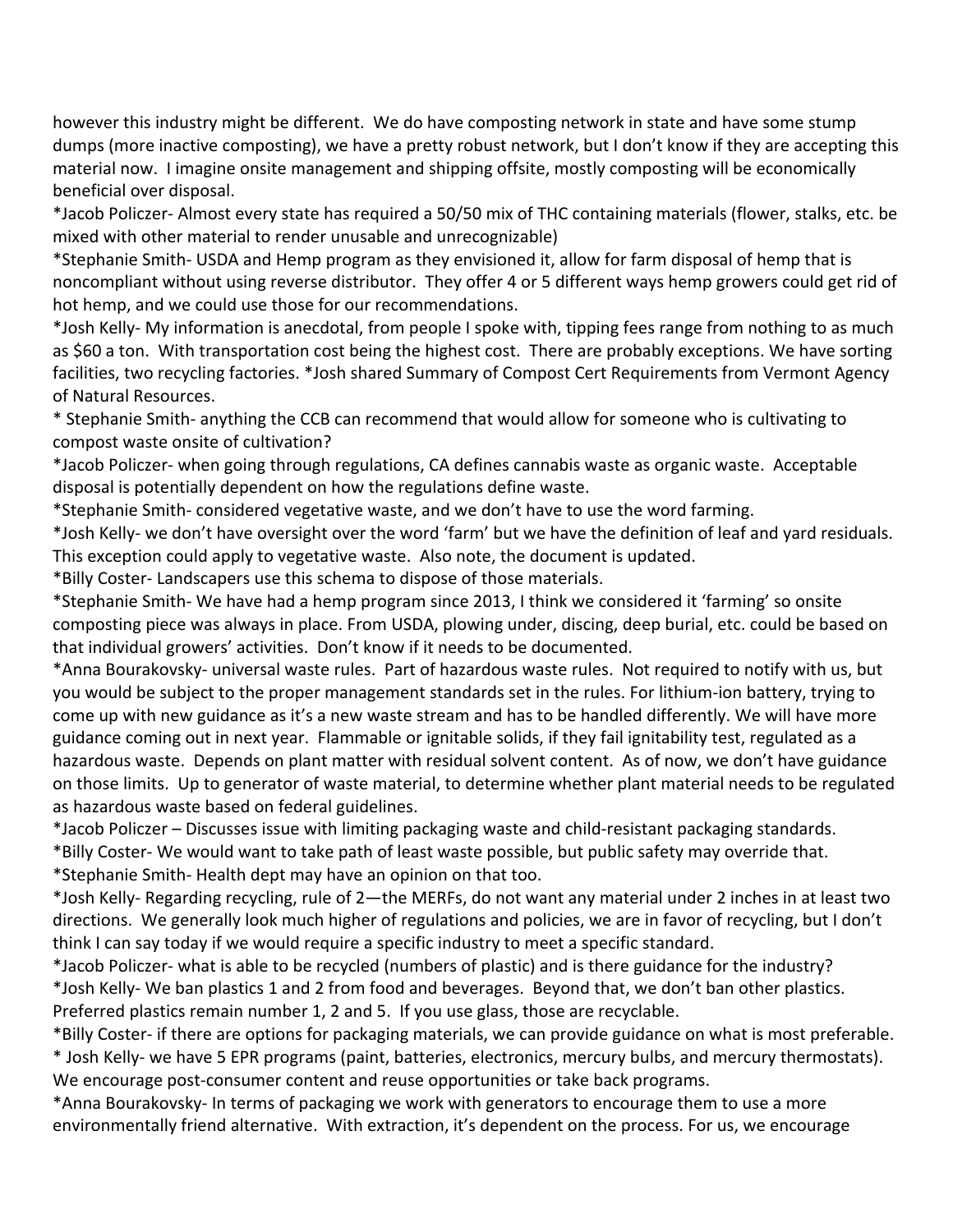however this industry might be different. We do have composting network in state and have some stump dumps (more inactive composting), we have a pretty robust network, but I don't know if they are accepting this material now. I imagine onsite management and shipping offsite, mostly composting will be economically beneficial over disposal.

*Jacob Policzer- Almost every state has required a 50/50 mix of THC containing materials (flower, stalks, etc. be mixed with other material to render unusable and unrecognizable)

*Stephanie Smith- USDA and Hemp program as they envisioned it, allow for farm disposal of hemp that is noncompliant without using reverse distributor. They offer 4 or 5 different ways hemp growers could get rid of hot hemp, and we could use those for our recommendations.

*Josh Kelly- My information is anecdotal, from people I spoke with, tipping fees range from nothing to as much as $60 a ton. With transportation cost being the highest cost. There are probably exceptions. We have sorting facilities, two recycling factories. *Josh shared Summary of Compost Cert Requirements from Vermont Agency of Natural Resources.

* Stephanie Smith- anything the CCB can recommend that would allow for someone who is cultivating to compost waste onsite of cultivation?

*Jacob Policzer- when going through regulations, CA defines cannabis waste as organic waste. Acceptable disposal is potentially dependent on how the regulations define waste.

*Stephanie Smith- considered vegetative waste, and we don't have to use the word farming.

*Josh Kelly- we don't have oversight over the word 'farm' but we have the definition of leaf and yard residuals. This exception could apply to vegetative waste. Also note, the document is updated.

*Billy Coster- Landscapers use this schema to dispose of those materials.

*Stephanie Smith- We have had a hemp program since 2013, I think we considered it 'farming' so onsite composting piece was always in place. From USDA, plowing under, discing, deep burial, etc. could be based on that individual growers' activities. Don't know if it needs to be documented.

*Anna Bourakovsky- universal waste rules. Part of hazardous waste rules. Not required to notify with us, but you would be subject to the proper management standards set in the rules. For lithium-ion battery, trying to come up with new guidance as it's a new waste stream and has to be handled differently. We will have more guidance coming out in next year. Flammable or ignitable solids, if they fail ignitability test, regulated as a hazardous waste. Depends on plant matter with residual solvent content. As of now, we don't have guidance on those limits. Up to generator of waste material, to determine whether plant material needs to be regulated as hazardous waste based on federal guidelines.

*Jacob Policzer – Discusses issue with limiting packaging waste and child-resistant packaging standards.

*Billy Coster- We would want to take path of least waste possible, but public safety may override that.

*Stephanie Smith- Health dept may have an opinion on that too.

*Josh Kelly- Regarding recycling, rule of 2—the MERFs, do not want any material under 2 inches in at least two directions. We generally look much higher of regulations and policies, we are in favor of recycling, but I don't think I can say today if we would require a specific industry to meet a specific standard.

*Jacob Policzer- what is able to be recycled (numbers of plastic) and is there guidance for the industry?

*Josh Kelly- We ban plastics 1 and 2 from food and beverages. Beyond that, we don't ban other plastics. Preferred plastics remain number 1, 2 and 5. If you use glass, those are recyclable.

*Billy Coster- if there are options for packaging materials, we can provide guidance on what is most preferable.

* Josh Kelly- we have 5 EPR programs (paint, batteries, electronics, mercury bulbs, and mercury thermostats). We encourage post-consumer content and reuse opportunities or take back programs.

*Anna Bourakovsky- In terms of packaging we work with generators to encourage them to use a more environmentally friend alternative. With extraction, it's dependent on the process. For us, we encourage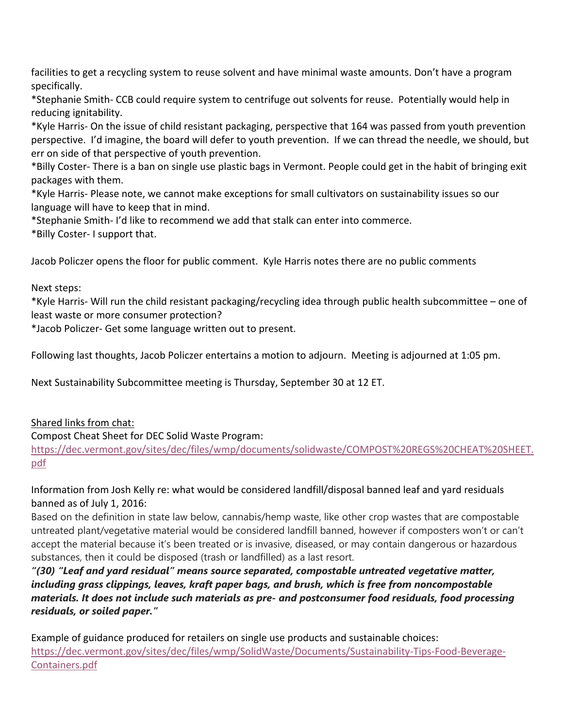facilities to get a recycling system to reuse solvent and have minimal waste amounts. Don't have a program specifically.

*Stephanie Smith- CCB could require system to centrifuge out solvents for reuse. Potentially would help in reducing ignitability.

*Kyle Harris- On the issue of child resistant packaging, perspective that 164 was passed from youth prevention perspective. I'd imagine, the board will defer to youth prevention. If we can thread the needle, we should, but err on side of that perspective of youth prevention.

*Billy Coster- There is a ban on single use plastic bags in Vermont. People could get in the habit of bringing exit packages with them.

*Kyle Harris- Please note, we cannot make exceptions for small cultivators on sustainability issues so our language will have to keep that in mind.

*Stephanie Smith- I'd like to recommend we add that stalk can enter into commerce.

*Billy Coster- I support that.

Jacob Policzer opens the floor for public comment. Kyle Harris notes there are no public comments

Next steps:

*Kyle Harris- Will run the child resistant packaging/recycling idea through public health subcommittee – one of least waste or more consumer protection?

*Jacob Policzer- Get some language written out to present.

Following last thoughts, Jacob Policzer entertains a motion to adjourn. Meeting is adjourned at 1:05 pm.

Next Sustainability Subcommittee meeting is Thursday, September 30 at 12 ET.

Shared links from chat:

Compost Cheat Sheet for DEC Solid Waste Program:
https://dec.vermont.gov/sites/dec/files/wmp/documents/solidwaste/COMPOST%20REGS%20CHEAT%20SHEET.pdf

Information from Josh Kelly re: what would be considered landfill/disposal banned leaf and yard residuals banned as of July 1, 2016:

Based on the definition in state law below, cannabis/hemp waste, like other crop wastes that are compostable untreated plant/vegetative material would be considered landfill banned, however if composters won't or can't accept the material because it's been treated or is invasive, diseased, or may contain dangerous or hazardous substances, then it could be disposed (trash or landfilled) as a last resort.

***"(30) "Leaf and yard residual" means source separated, compostable untreated vegetative matter, including grass clippings, leaves, kraft paper bags, and brush, which is free from noncompostable materials. It does not include such materials as pre- and postconsumer food residuals, food processing residuals, or soiled paper."***

Example of guidance produced for retailers on single use products and sustainable choices:
https://dec.vermont.gov/sites/dec/files/wmp/SolidWaste/Documents/Sustainability-Tips-Food-Beverage-Containers.pdf